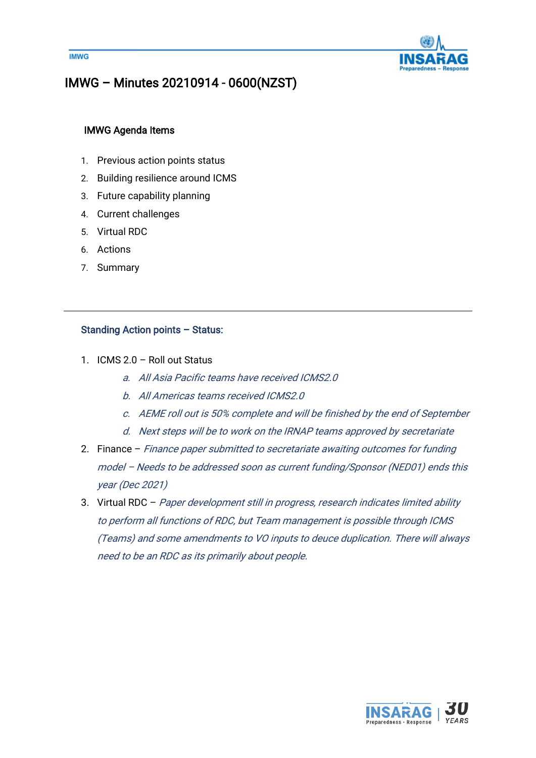# IMWG – Minutes 20210914 - 0600(NZST)

### IMWG Agenda Items

1. Previous action points status
2. Building resilience around ICMS
3. Future capability planning
4. Current challenges
5. Virtual RDC
6. Actions
7. Summary

---

### Standing Action points – Status:

1. ICMS 2.0 – Roll out Status
   a. *All Asia Pacific teams have received ICMS2.0*
   b. *All Americas teams received ICMS2.0*
   c. *AEME roll out is 50% complete and will be finished by the end of September*
   d. *Next steps will be to work on the IRNAP teams approved by secretariate*
2. Finance – *Finance paper submitted to secretariate awaiting outcomes for funding model – Needs to be addressed soon as current funding/Sponsor (NED01) ends this year (Dec 2021)*
3. Virtual RDC – *Paper development still in progress, research indicates limited ability to perform all functions of RDC, but Team management is possible through ICMS (Teams) and some amendments to VO inputs to deuce duplication. There will always need to be an RDC as its primarily about people.*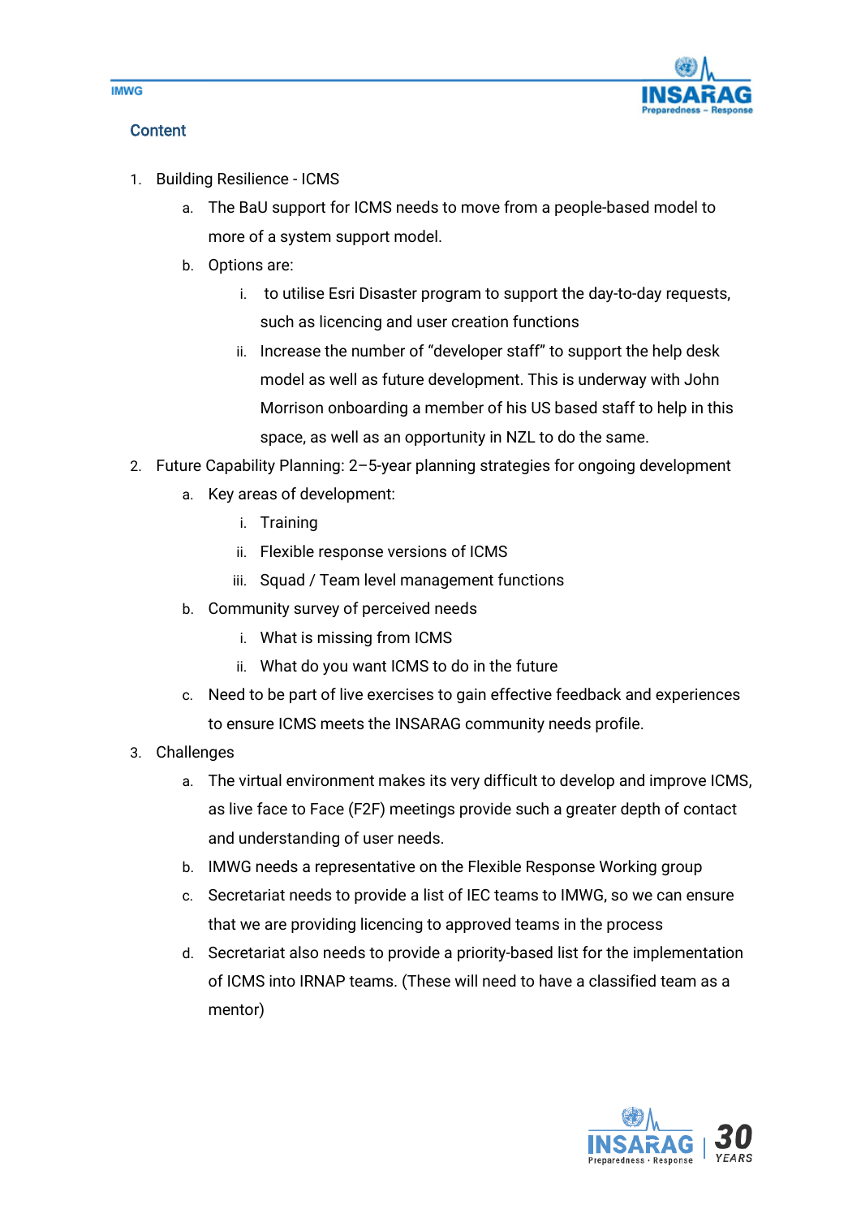## Content

1. Building Resilience - ICMS
    a. The BaU support for ICMS needs to move from a people-based model to more of a system support model.
    b. Options are:
        i. to utilise Esri Disaster program to support the day-to-day requests, such as licencing and user creation functions
        ii. Increase the number of "developer staff" to support the help desk model as well as future development. This is underway with John Morrison onboarding a member of his US based staff to help in this space, as well as an opportunity in NZL to do the same.
2. Future Capability Planning: 2–5-year planning strategies for ongoing development
    a. Key areas of development:
        i. Training
        ii. Flexible response versions of ICMS
        iii. Squad / Team level management functions
    b. Community survey of perceived needs
        i. What is missing from ICMS
        ii. What do you want ICMS to do in the future
    c. Need to be part of live exercises to gain effective feedback and experiences to ensure ICMS meets the INSARAG community needs profile.
3. Challenges
    a. The virtual environment makes its very difficult to develop and improve ICMS, as live face to Face (F2F) meetings provide such a greater depth of contact and understanding of user needs.
    b. IMWG needs a representative on the Flexible Response Working group
    c. Secretariat needs to provide a list of IEC teams to IMWG, so we can ensure that we are providing licencing to approved teams in the process
    d. Secretariat also needs to provide a priority-based list for the implementation of ICMS into IRNAP teams. (These will need to have a classified team as a mentor)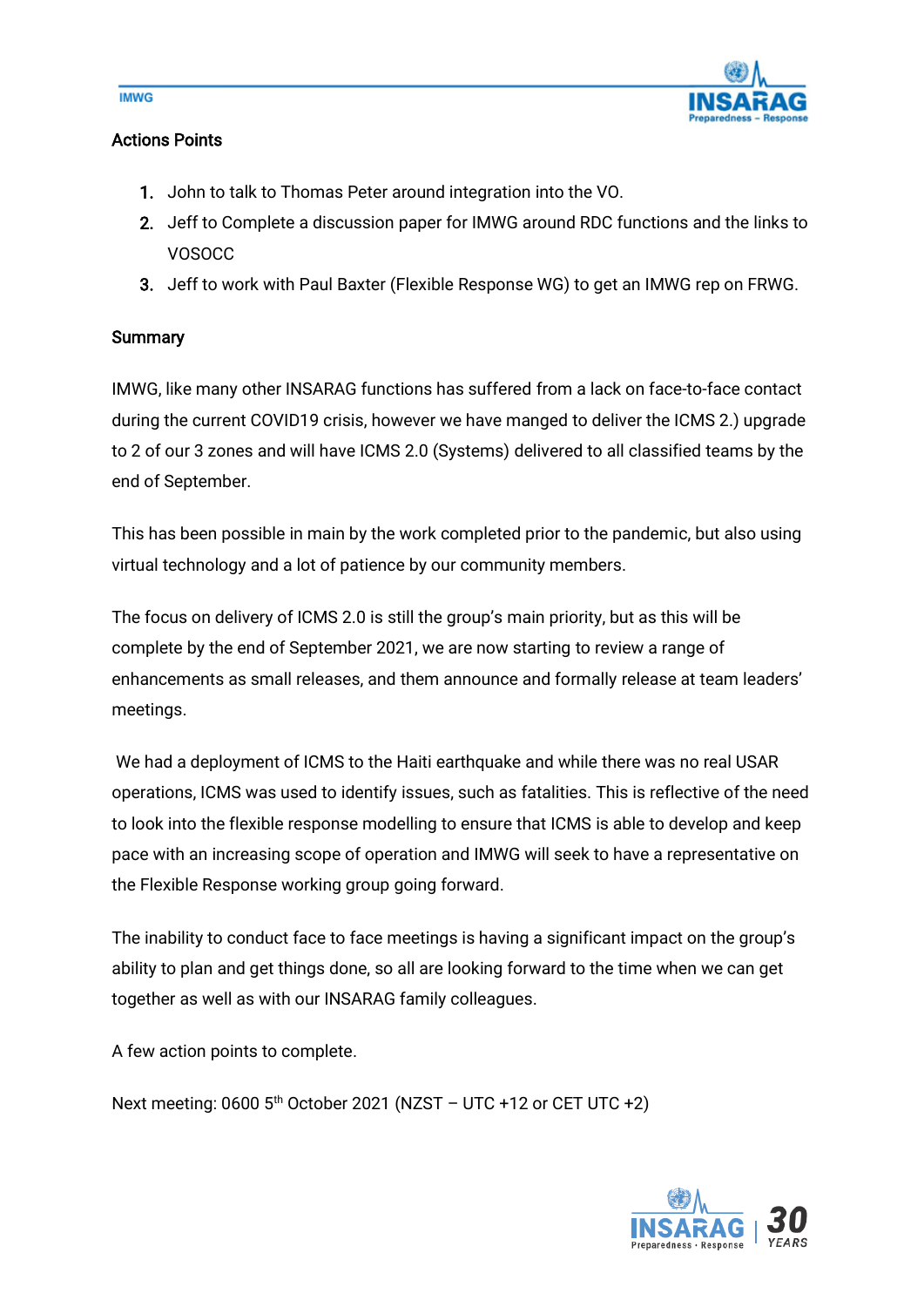## Actions Points

1. John to talk to Thomas Peter around integration into the VO.
2. Jeff to Complete a discussion paper for IMWG around RDC functions and the links to VOSOCC
3. Jeff to work with Paul Baxter (Flexible Response WG) to get an IMWG rep on FRWG.

## Summary

IMWG, like many other INSARAG functions has suffered from a lack on face-to-face contact during the current COVID19 crisis, however we have manged to deliver the ICMS 2.) upgrade to 2 of our 3 zones and will have ICMS 2.0 (Systems) delivered to all classified teams by the end of September.

This has been possible in main by the work completed prior to the pandemic, but also using virtual technology and a lot of patience by our community members.

The focus on delivery of ICMS 2.0 is still the group's main priority, but as this will be complete by the end of September 2021, we are now starting to review a range of enhancements as small releases, and them announce and formally release at team leaders' meetings.

We had a deployment of ICMS to the Haiti earthquake and while there was no real USAR operations, ICMS was used to identify issues, such as fatalities. This is reflective of the need to look into the flexible response modelling to ensure that ICMS is able to develop and keep pace with an increasing scope of operation and IMWG will seek to have a representative on the Flexible Response working group going forward.

The inability to conduct face to face meetings is having a significant impact on the group's ability to plan and get things done, so all are looking forward to the time when we can get together as well as with our INSARAG family colleagues.

A few action points to complete.

Next meeting: 0600 5th October 2021 (NZST – UTC +12 or CET UTC +2)